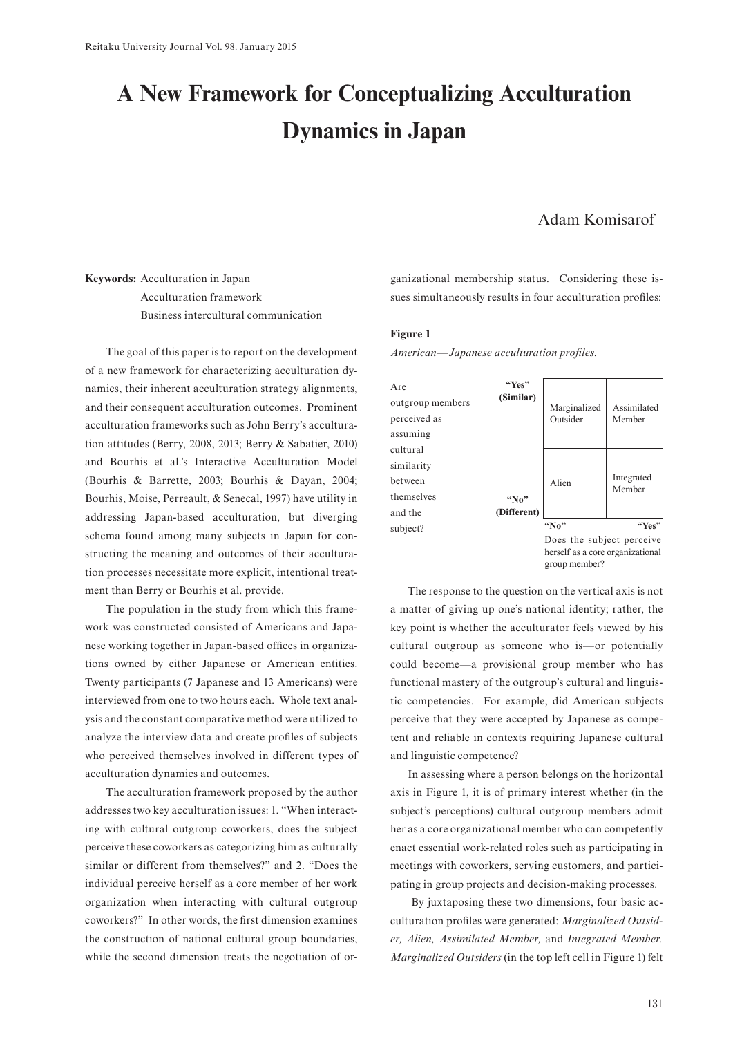# A New Framework for Conceptualizing Acculturation Dynamics in Japan

Adam Komisarof

**Keywords:** Acculturation in Japan
Acculturation framework
Business intercultural communication

The goal of this paper is to report on the development of a new framework for characterizing acculturation dynamics, their inherent acculturation strategy alignments, and their consequent acculturation outcomes. Prominent acculturation frameworks such as John Berry's acculturation attitudes (Berry, 2008, 2013; Berry & Sabatier, 2010) and Bourhis et al.'s Interactive Acculturation Model (Bourhis & Barrette, 2003; Bourhis & Dayan, 2004; Bourhis, Moise, Perreault, & Senecal, 1997) have utility in addressing Japan-based acculturation, but diverging schema found among many subjects in Japan for constructing the meaning and outcomes of their acculturation processes necessitate more explicit, intentional treatment than Berry or Bourhis et al. provide.

The population in the study from which this framework was constructed consisted of Americans and Japanese working together in Japan-based offices in organizations owned by either Japanese or American entities. Twenty participants (7 Japanese and 13 Americans) were interviewed from one to two hours each. Whole text analysis and the constant comparative method were utilized to analyze the interview data and create profiles of subjects who perceived themselves involved in different types of acculturation dynamics and outcomes.

The acculturation framework proposed by the author addresses two key acculturation issues: 1. "When interacting with cultural outgroup coworkers, does the subject perceive these coworkers as categorizing him as culturally similar or different from themselves?" and 2. "Does the individual perceive herself as a core member of her work organization when interacting with cultural outgroup coworkers?" In other words, the first dimension examines the construction of national cultural group boundaries, while the second dimension treats the negotiation of organizational membership status. Considering these issues simultaneously results in four acculturation profiles:

**Figure 1**

*American—Japanese acculturation profiles.*

| Are outgroup members perceived as assuming cultural similarity between themselves and the subject? | | Does the subject perceive herself as a core organizational group member? "No" | "Yes" |
|---|---|---|---|
| | "Yes" (Similar) | Marginalized Outsider | Assimilated Member |
| | "No" (Different) | Alien | Integrated Member |

The response to the question on the vertical axis is not a matter of giving up one's national identity; rather, the key point is whether the acculturator feels viewed by his cultural outgroup as someone who is—or potentially could become—a provisional group member who has functional mastery of the outgroup's cultural and linguistic competencies. For example, did American subjects perceive that they were accepted by Japanese as competent and reliable in contexts requiring Japanese cultural and linguistic competence?

In assessing where a person belongs on the horizontal axis in Figure 1, it is of primary interest whether (in the subject's perceptions) cultural outgroup members admit her as a core organizational member who can competently enact essential work-related roles such as participating in meetings with coworkers, serving customers, and participating in group projects and decision-making processes.

By juxtaposing these two dimensions, four basic acculturation profiles were generated: *Marginalized Outsider, Alien, Assimilated Member,* and *Integrated Member. Marginalized Outsiders* (in the top left cell in Figure 1) felt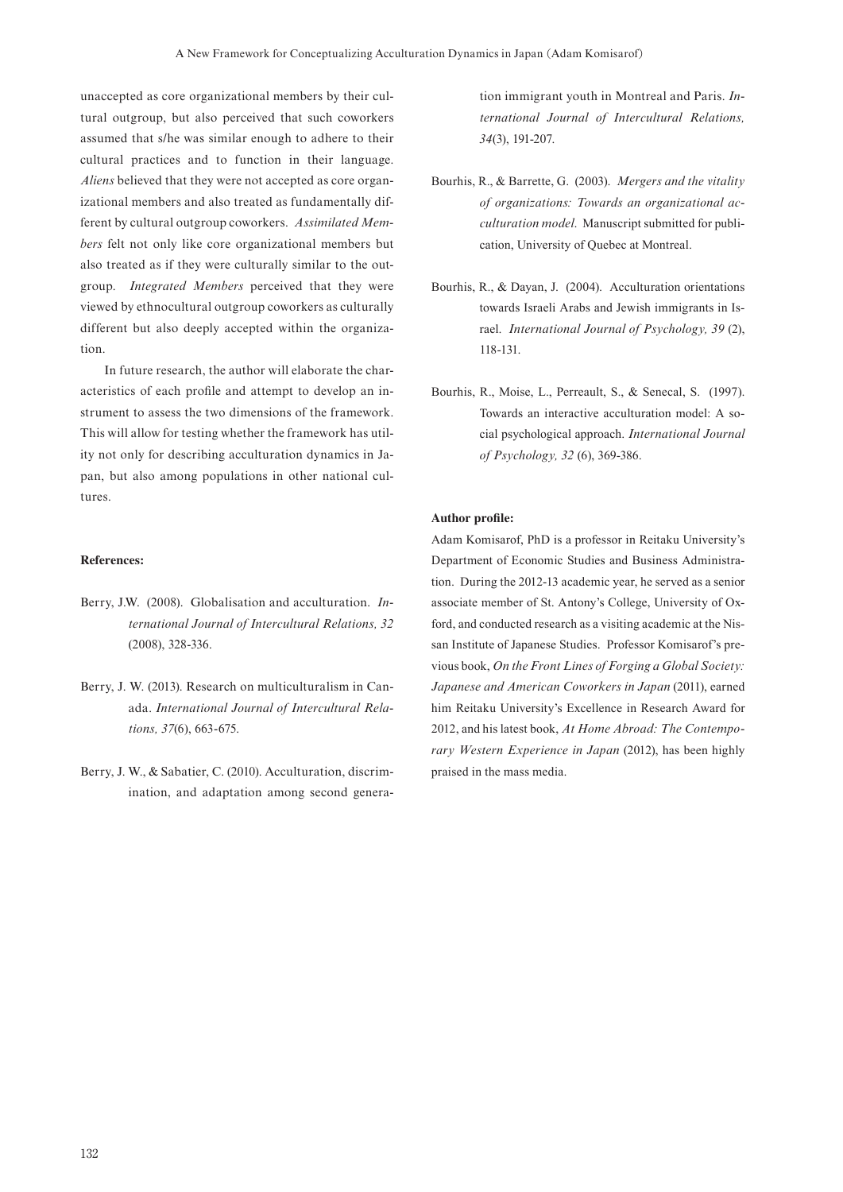unaccepted as core organizational members by their cultural outgroup, but also perceived that such coworkers assumed that s/he was similar enough to adhere to their cultural practices and to function in their language. *Aliens* believed that they were not accepted as core organizational members and also treated as fundamentally different by cultural outgroup coworkers. *Assimilated Members* felt not only like core organizational members but also treated as if they were culturally similar to the outgroup. *Integrated Members* perceived that they were viewed by ethnocultural outgroup coworkers as culturally different but also deeply accepted within the organization.

In future research, the author will elaborate the characteristics of each profile and attempt to develop an instrument to assess the two dimensions of the framework. This will allow for testing whether the framework has utility not only for describing acculturation dynamics in Japan, but also among populations in other national cultures.

**References:**

Berry, J.W. (2008). Globalisation and acculturation. *International Journal of Intercultural Relations, 32* (2008), 328-336.

Berry, J. W. (2013). Research on multiculturalism in Canada. *International Journal of Intercultural Relations, 37*(6), 663-675.

Berry, J. W., & Sabatier, C. (2010). Acculturation, discrimination, and adaptation among second generation immigrant youth in Montreal and Paris. *International Journal of Intercultural Relations, 34*(3), 191-207.

Bourhis, R., & Barrette, G. (2003). *Mergers and the vitality of organizations: Towards an organizational acculturation model*. Manuscript submitted for publication, University of Quebec at Montreal.

Bourhis, R., & Dayan, J. (2004). Acculturation orientations towards Israeli Arabs and Jewish immigrants in Israel. *International Journal of Psychology, 39* (2), 118-131.

Bourhis, R., Moise, L., Perreault, S., & Senecal, S. (1997). Towards an interactive acculturation model: A social psychological approach. *International Journal of Psychology, 32* (6), 369-386.

**Author profile:**

Adam Komisarof, PhD is a professor in Reitaku University's Department of Economic Studies and Business Administration. During the 2012-13 academic year, he served as a senior associate member of St. Antony's College, University of Oxford, and conducted research as a visiting academic at the Nissan Institute of Japanese Studies. Professor Komisarof's previous book, *On the Front Lines of Forging a Global Society: Japanese and American Coworkers in Japan* (2011), earned him Reitaku University's Excellence in Research Award for 2012, and his latest book, *At Home Abroad: The Contemporary Western Experience in Japan* (2012), has been highly praised in the mass media.